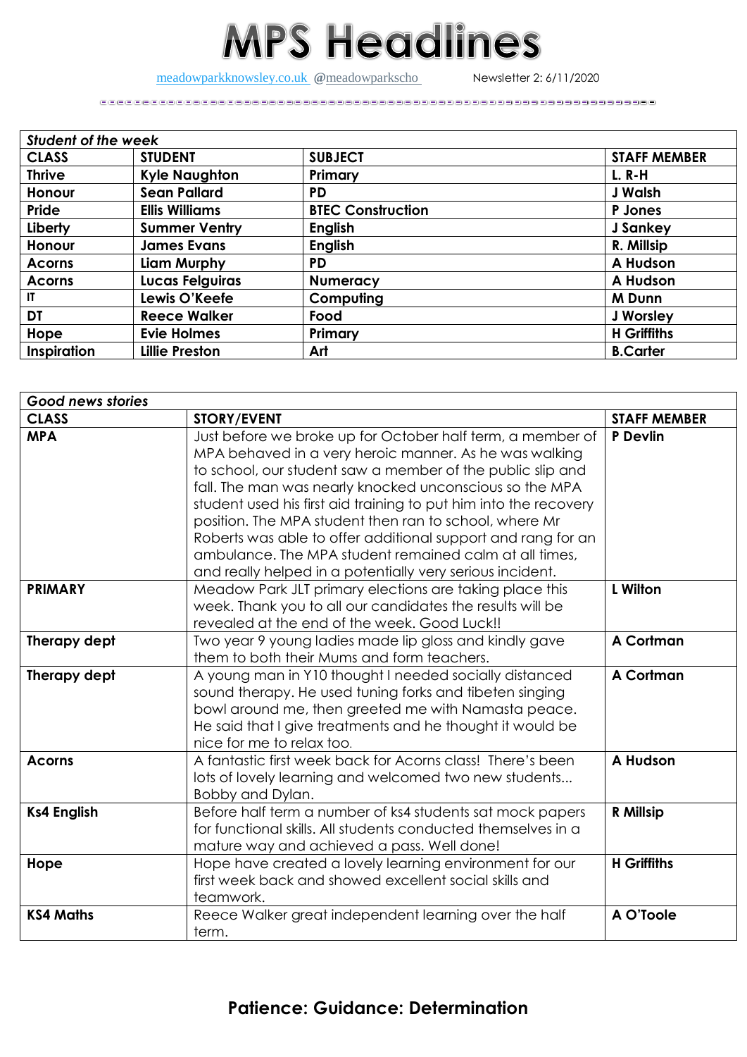# MPS Headlines

meadowparkknowsley.co.uk @meadowparkscho Newsletter 2: 6/11/2020

| *Student of the week* | | | |
|---|---|---|---|
| **CLASS** | **STUDENT** | **SUBJECT** | **STAFF MEMBER** |
| **Thrive** | **Kyle Naughton** | **Primary** | **L. R-H** |
| **Honour** | **Sean Pallard** | **PD** | **J Walsh** |
| **Pride** | **Ellis Williams** | **BTEC Construction** | **P Jones** |
| **Liberty** | **Summer Ventry** | **English** | **J Sankey** |
| **Honour** | **James Evans** | **English** | **R. Millsip** |
| **Acorns** | **Liam Murphy** | **PD** | **A Hudson** |
| **Acorns** | **Lucas Felguiras** | **Numeracy** | **A Hudson** |
| **IT** | **Lewis O'Keefe** | **Computing** | **M Dunn** |
| **DT** | **Reece Walker** | **Food** | **J Worsley** |
| **Hope** | **Evie Holmes** | **Primary** | **H Griffiths** |
| **Inspiration** | **Lillie Preston** | **Art** | **B.Carter** |

| *Good news stories* | | |
|---|---|---|
| **CLASS** | **STORY/EVENT** | **STAFF MEMBER** |
| **MPA** | Just before we broke up for October half term, a member of MPA behaved in a very heroic manner. As he was walking to school, our student saw a member of the public slip and fall. The man was nearly knocked unconscious so the MPA student used his first aid training to put him into the recovery position. The MPA student then ran to school, where Mr Roberts was able to offer additional support and rang for an ambulance. The MPA student remained calm at all times, and really helped in a potentially very serious incident. | **P Devlin** |
| **PRIMARY** | Meadow Park JLT primary elections are taking place this week. Thank you to all our candidates the results will be revealed at the end of the week. Good Luck!! | **L Wilton** |
| **Therapy dept** | Two year 9 young ladies made lip gloss and kindly gave them to both their Mums and form teachers. | **A Cortman** |
| **Therapy dept** | A young man in Y10 thought I needed socially distanced sound therapy. He used tuning forks and tibeten singing bowl around me, then greeted me with Namasta peace. He said that I give treatments and he thought it would be nice for me to relax too. | **A Cortman** |
| **Acorns** | A fantastic first week back for Acorns class! There's been lots of lovely learning and welcomed two new students... Bobby and Dylan. | **A Hudson** |
| **Ks4 English** | Before half term a number of ks4 students sat mock papers for functional skills. All students conducted themselves in a mature way and achieved a pass. Well done! | **R Millsip** |
| **Hope** | Hope have created a lovely learning environment for our first week back and showed excellent social skills and teamwork. | **H Griffiths** |
| **KS4 Maths** | Reece Walker great independent learning over the half term. | **A O'Toole** |

**Patience: Guidance: Determination**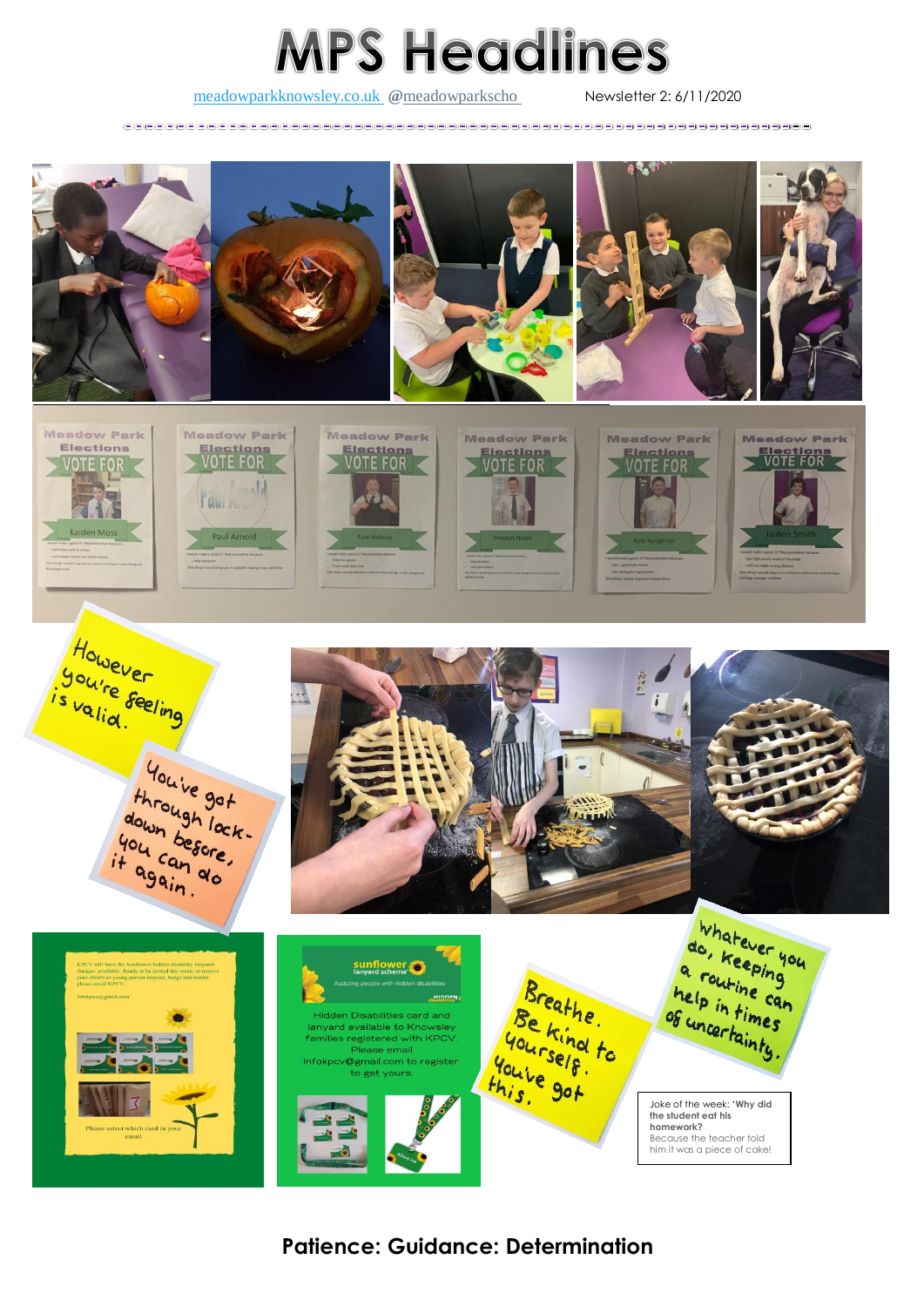# MPS Headlines

meadowparkknowsley.co.uk @meadowparkscho

Newsletter 2: 6/11/2020

Meadow Park Elections VOTE FOR Kaiden Moss

Meadow Park Elections VOTE FOR Paul Arnold

Meadow Park Elections VOTE FOR Kyle Hollinus

Meadow Park Elections VOTE FOR Preston Noon

Meadow Park Elections VOTE FOR Kyle Naughton

Meadow Park Elections VOTE FOR Jaiden Smith

However you're feeling is valid.

You've got through lock-down before, you can do it again.

KPCV still have the Sunflower hidden disability lanyards /badges available. Ready to be posted this week, to receive your child's or young person lanyard, badge and holder please email KPCV

infokpcv@gmail.com

Please select which card in your email

sunflower lanyard scheme

Assisting people with hidden disabilities

Hidden Disabilities card and lanyard available to Knowsley families registered with KPCV. Please email infokpcv@gmail.com to register to get yours.

Breathe. Be kind to yourself. You've got this.

Whatever you do, keeping a routine can help in times of uncertainty.

Joke of the week: **'Why did the student eat his homework?**

Because the teacher told him it was a piece of cake!

**Patience: Guidance: Determination**